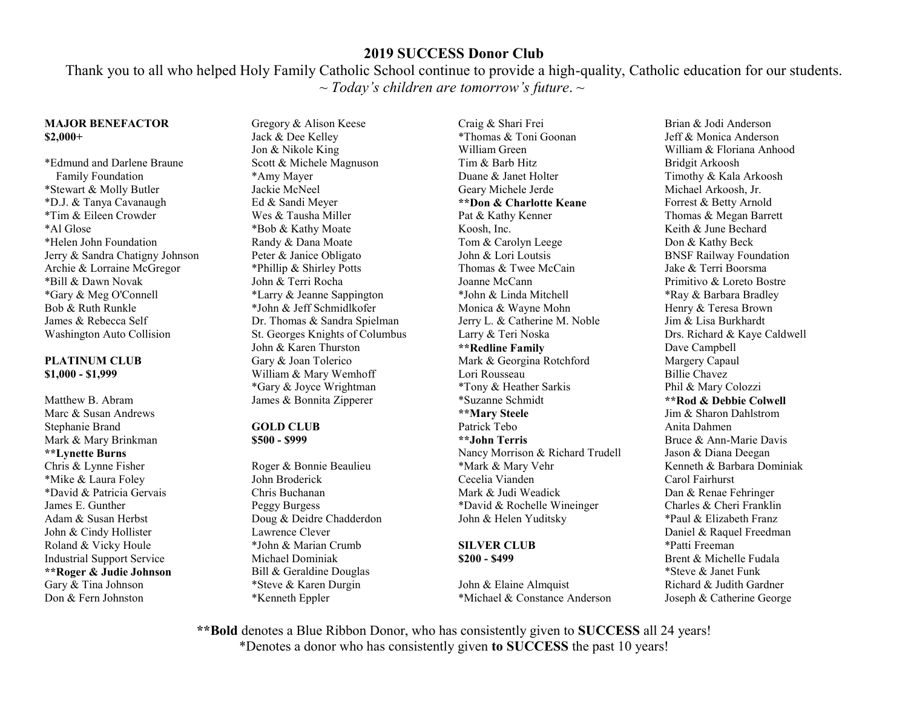# 2019 SUCCESS Donor Club

Thank you to all who helped Holy Family Catholic School continue to provide a high-quality, Catholic education for our students.

*~ Today's children are tomorrow's future. ~*

**MAJOR BENEFACTOR**
**$2,000+**

*Edmund and Darlene Braune Family Foundation
*Stewart & Molly Butler
*D.J. & Tanya Cavanaugh
*Tim & Eileen Crowder
*Al Glose
*Helen John Foundation
Jerry & Sandra Chatigny Johnson
Archie & Lorraine McGregor
*Bill & Dawn Novak
*Gary & Meg O'Connell
Bob & Ruth Runkle
James & Rebecca Self
Washington Auto Collision

**PLATINUM CLUB**
**$1,000 - $1,999**

Matthew B. Abram
Marc & Susan Andrews
Stephanie Brand
Mark & Mary Brinkman
****Lynette Burns**
Chris & Lynne Fisher
*Mike & Laura Foley
*David & Patricia Gervais
James E. Gunther
Adam & Susan Herbst
John & Cindy Hollister
Roland & Vicky Houle
Industrial Support Service
****Roger & Judie Johnson**
Gary & Tina Johnson
Don & Fern Johnston
Gregory & Alison Keese
Jack & Dee Kelley
Jon & Nikole King
Scott & Michele Magnuson
*Amy Mayer
Jackie McNeel
Ed & Sandi Meyer
Wes & Tausha Miller
*Bob & Kathy Moate
Randy & Dana Moate
Peter & Janice Obligato
*Phillip & Shirley Potts
John & Terri Rocha
*Larry & Jeanne Sappington
*John & Jeff Schmidlkofer
Dr. Thomas & Sandra Spielman
St. Georges Knights of Columbus
John & Karen Thurston
Gary & Joan Tolerico
William & Mary Wemhoff
*Gary & Joyce Wrightman
James & Bonnita Zipperer

**GOLD CLUB**
**$500 - $999**

Roger & Bonnie Beaulieu
John Broderick
Chris Buchanan
Peggy Burgess
Doug & Deidre Chadderdon
Lawrence Clever
*John & Marian Crumb
Michael Dominiak
Bill & Geraldine Douglas
*Steve & Karen Durgin
*Kenneth Eppler
Craig & Shari Frei
*Thomas & Toni Goonan
William Green
Tim & Barb Hitz
Duane & Janet Holter
Geary Michele Jerde
****Don & Charlotte Keane**
Pat & Kathy Kenner
Koosh, Inc.
Tom & Carolyn Leege
John & Lori Loutsis
Thomas & Twee McCain
Joanne McCann
*John & Linda Mitchell
Monica & Wayne Mohn
Jerry L. & Catherine M. Noble
Larry & Teri Noska
****Redline Family**
Mark & Georgina Rotchford
Lori Rousseau
*Tony & Heather Sarkis
*Suzanne Schmidt
****Mary Steele**
Patrick Tebo
****John Terris**
Nancy Morrison & Richard Trudell
*Mark & Mary Vehr
Cecelia Vianden
Mark & Judi Weadick
*David & Rochelle Wineinger
John & Helen Yuditsky

**SILVER CLUB**
**$200 - $499**

John & Elaine Almquist
*Michael & Constance Anderson
Brian & Jodi Anderson
Jeff & Monica Anderson
William & Floriana Anhood
Bridgit Arkoosh
Timothy & Kala Arkoosh
Michael Arkoosh, Jr.
Forrest & Betty Arnold
Thomas & Megan Barrett
Keith & June Bechard
Don & Kathy Beck
BNSF Railway Foundation
Jake & Terri Boorsma
Primitivo & Loreto Bostre
*Ray & Barbara Bradley
Henry & Teresa Brown
Jim & Lisa Burkhardt
Drs. Richard & Kaye Caldwell
Dave Campbell
Margery Capaul
Billie Chavez
Phil & Mary Colozzi
****Rod & Debbie Colwell**
Jim & Sharon Dahlstrom
Anita Dahmen
Bruce & Ann-Marie Davis
Jason & Diana Deegan
Kenneth & Barbara Dominiak
Carol Fairhurst
Dan & Renae Fehringer
Charles & Cheri Franklin
*Paul & Elizabeth Franz
Daniel & Raquel Freedman
*Patti Freeman
Brent & Michelle Fudala
*Steve & Janet Funk
Richard & Judith Gardner
Joseph & Catherine George

****Bold** denotes a Blue Ribbon Donor, who has consistently given to **SUCCESS** all 24 years!
*Denotes a donor who has consistently given **to SUCCESS** the past 10 years!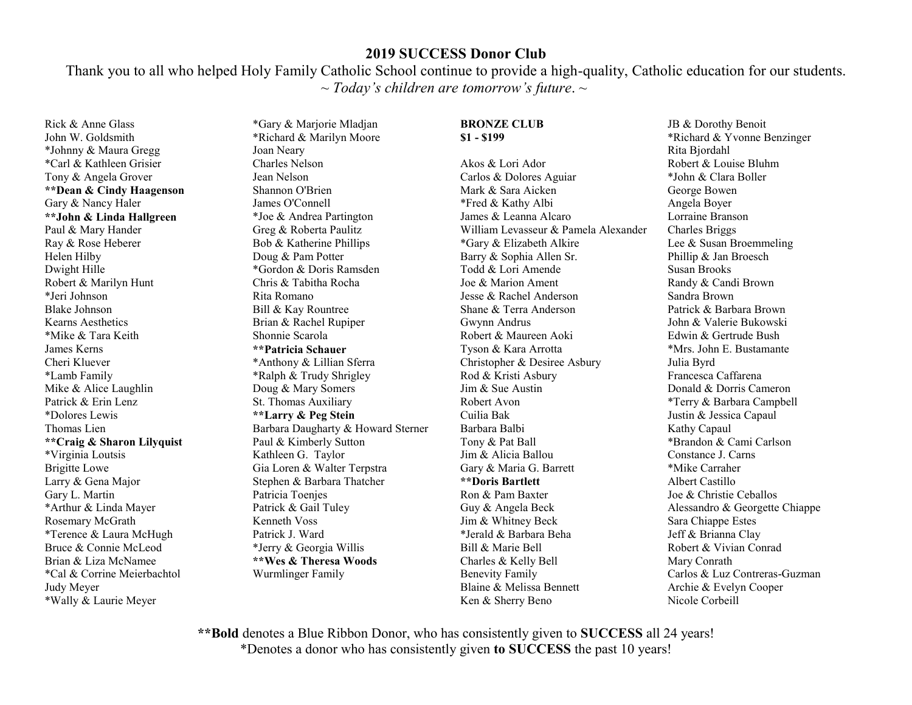**2019 SUCCESS Donor Club**

Thank you to all who helped Holy Family Catholic School continue to provide a high-quality, Catholic education for our students.

*~ Today's children are tomorrow's future. ~*

Rick & Anne Glass
John W. Goldsmith
*Johnny & Maura Gregg
*Carl & Kathleen Grisier
Tony & Angela Grover
**Dean & Cindy Haagenson**
Gary & Nancy Haler
**John & Linda Hallgreen**
Paul & Mary Hander
Ray & Rose Heberer
Helen Hilby
Dwight Hille
Robert & Marilyn Hunt
*Jeri Johnson
Blake Johnson
Kearns Aesthetics
*Mike & Tara Keith
James Kerns
Cheri Kluever
*Lamb Family
Mike & Alice Laughlin
Patrick & Erin Lenz
*Dolores Lewis
Thomas Lien
**Craig & Sharon Lilyquist**
*Virginia Loutsis
Brigitte Lowe
Larry & Gena Major
Gary L. Martin
*Arthur & Linda Mayer
Rosemary McGrath
*Terence & Laura McHugh
Bruce & Connie McLeod
Brian & Liza McNamee
*Cal & Corrine Meierbachtol
Judy Meyer
*Wally & Laurie Meyer

*Gary & Marjorie Mladjan
*Richard & Marilyn Moore
Joan Neary
Charles Nelson
Jean Nelson
Shannon O'Brien
James O'Connell
*Joe & Andrea Partington
Greg & Roberta Paulitz
Bob & Katherine Phillips
Doug & Pam Potter
*Gordon & Doris Ramsden
Chris & Tabitha Rocha
Rita Romano
Bill & Kay Rountree
Brian & Rachel Rupiper
Shonnie Scarola
**Patricia Schauer**
*Anthony & Lillian Sferra
*Ralph & Trudy Shrigley
Doug & Mary Somers
St. Thomas Auxiliary
**Larry & Peg Stein**
Barbara Daugharty & Howard Sterner
Paul & Kimberly Sutton
Kathleen G. Taylor
Gia Loren & Walter Terpstra
Stephen & Barbara Thatcher
Patricia Toenjes
Patrick & Gail Tuley
Kenneth Voss
Patrick J. Ward
*Jerry & Georgia Willis
**Wes & Theresa Woods**
Wurmlinger Family

**BRONZE CLUB**
**$1 - $199**

Akos & Lori Ador
Carlos & Dolores Aguiar
Mark & Sara Aicken
*Fred & Kathy Albi
James & Leanna Alcaro
William Levasseur & Pamela Alexander
*Gary & Elizabeth Alkire
Barry & Sophia Allen Sr.
Todd & Lori Amende
Joe & Marion Ament
Jesse & Rachel Anderson
Shane & Terra Anderson
Gwynn Andrus
Robert & Maureen Aoki
Tyson & Kara Arrotta
Christopher & Desiree Asbury
Rod & Kristi Asbury
Jim & Sue Austin
Robert Avon
Cuilia Bak
Barbara Balbi
Tony & Pat Ball
Jim & Alicia Ballou
Gary & Maria G. Barrett
**Doris Bartlett**
Ron & Pam Baxter
Guy & Angela Beck
Jim & Whitney Beck
*Jerald & Barbara Beha
Bill & Marie Bell
Charles & Kelly Bell
Benevity Family
Blaine & Melissa Bennett
Ken & Sherry Beno

JB & Dorothy Benoit
*Richard & Yvonne Benzinger
Rita Bjordahl
Robert & Louise Bluhm
*John & Clara Boller
George Bowen
Angela Boyer
Lorraine Branson
Charles Briggs
Lee & Susan Broemmeling
Phillip & Jan Broesch
Susan Brooks
Randy & Candi Brown
Sandra Brown
Patrick & Barbara Brown
John & Valerie Bukowski
Edwin & Gertrude Bush
*Mrs. John E. Bustamante
Julia Byrd
Francesca Caffarena
Donald & Dorris Cameron
*Terry & Barbara Campbell
Justin & Jessica Capaul
Kathy Capaul
*Brandon & Cami Carlson
Constance J. Carns
*Mike Carraher
Albert Castillo
Joe & Christie Ceballos
Alessandro & Georgette Chiappe
Sara Chiappe Estes
Jeff & Brianna Clay
Robert & Vivian Conrad
Mary Conrath
Carlos & Luz Contreras-Guzman
Archie & Evelyn Cooper
Nicole Corbeill

****Bold** denotes a Blue Ribbon Donor, who has consistently given to **SUCCESS** all 24 years!

*Denotes a donor who has consistently given **to SUCCESS** the past 10 years!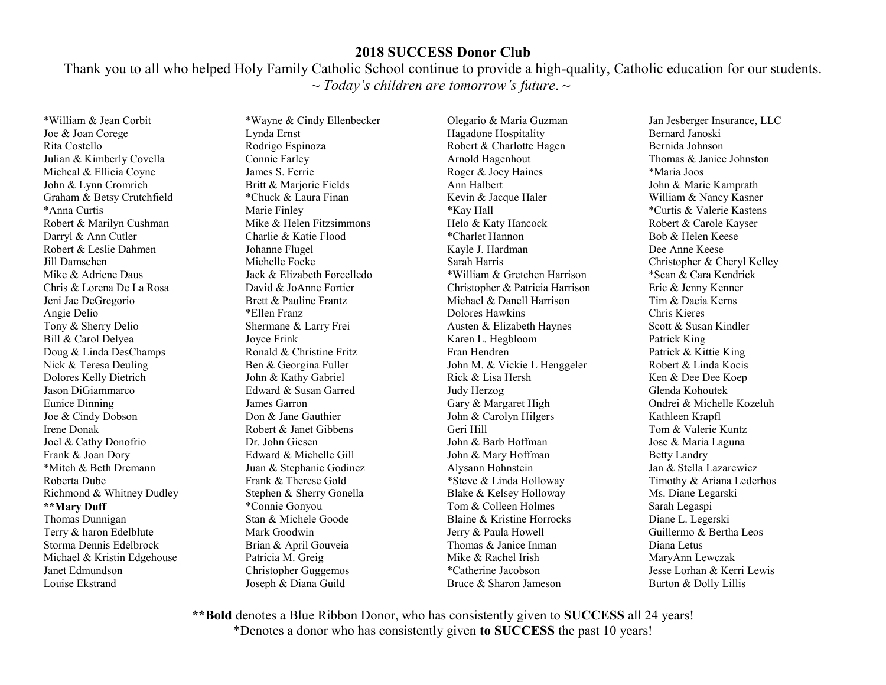**2018 SUCCESS Donor Club**

Thank you to all who helped Holy Family Catholic School continue to provide a high-quality, Catholic education for our students.

*~ Today's children are tomorrow's future. ~*

*William & Jean Corbit
Joe & Joan Corege
Rita Costello
Julian & Kimberly Covella
Micheal & Ellicia Coyne
John & Lynn Cromrich
Graham & Betsy Crutchfield
*Anna Curtis
Robert & Marilyn Cushman
Darryl & Ann Cutler
Robert & Leslie Dahmen
Jill Damschen
Mike & Adriene Daus
Chris & Lorena De La Rosa
Jeni Jae DeGregorio
Angie Delio
Tony & Sherry Delio
Bill & Carol Delyea
Doug & Linda DesChamps
Nick & Teresa Deuling
Dolores Kelly Dietrich
Jason DiGiammarco
Eunice Dinning
Joe & Cindy Dobson
Irene Donak
Joel & Cathy Donofrio
Frank & Joan Dory
*Mitch & Beth Dremann
Roberta Dube
Richmond & Whitney Dudley
**\*\*Mary Duff**
Thomas Dunnigan
Terry & haron Edelblute
Storma Dennis Edelbrock
Michael & Kristin Edgehouse
Janet Edmundson
Louise Ekstrand
*Wayne & Cindy Ellenbecker
Lynda Ernst
Rodrigo Espinoza
Connie Farley
James S. Ferrie
Britt & Marjorie Fields
*Chuck & Laura Finan
Marie Finley
Mike & Helen Fitzsimmons
Charlie & Katie Flood
Johanne Flugel
Michelle Focke
Jack & Elizabeth Forcelledo
David & JoAnne Fortier
Brett & Pauline Frantz
*Ellen Franz
Shermane & Larry Frei
Joyce Frink
Ronald & Christine Fritz
Ben & Georgina Fuller
John & Kathy Gabriel
Edward & Susan Garred
James Garron
Don & Jane Gauthier
Robert & Janet Gibbens
Dr. John Giesen
Edward & Michelle Gill
Juan & Stephanie Godinez
Frank & Therese Gold
Stephen & Sherry Gonella
*Connie Gonyou
Stan & Michele Goode
Mark Goodwin
Brian & April Gouveia
Patricia M. Greig
Christopher Guggemos
Joseph & Diana Guild
Olegario & Maria Guzman
Hagadone Hospitality
Robert & Charlotte Hagen
Arnold Hagenhout
Roger & Joey Haines
Ann Halbert
Kevin & Jacque Haler
*Kay Hall
Helo & Katy Hancock
*Charlet Hannon
Kayle J. Hardman
Sarah Harris
*William & Gretchen Harrison
Christopher & Patricia Harrison
Michael & Danell Harrison
Dolores Hawkins
Austen & Elizabeth Haynes
Karen L. Hegbloom
Fran Hendren
John M. & Vickie L Henggeler
Rick & Lisa Hersh
Judy Herzog
Gary & Margaret High
John & Carolyn Hilgers
Geri Hill
John & Barb Hoffman
John & Mary Hoffman
Alysann Hohnstein
*Steve & Linda Holloway
Blake & Kelsey Holloway
Tom & Colleen Holmes
Blaine & Kristine Horrocks
Jerry & Paula Howell
Thomas & Janice Inman
Mike & Rachel Irish
*Catherine Jacobson
Bruce & Sharon Jameson
Jan Jesberger Insurance, LLC
Bernard Janoski
Bernida Johnson
Thomas & Janice Johnston
*Maria Joos
John & Marie Kamprath
William & Nancy Kasner
*Curtis & Valerie Kastens
Robert & Carole Kayser
Bob & Helen Keese
Dee Anne Keese
Christopher & Cheryl Kelley
*Sean & Cara Kendrick
Eric & Jenny Kenner
Tim & Dacia Kerns
Chris Kieres
Scott & Susan Kindler
Patrick King
Patrick & Kittie King
Robert & Linda Kocis
Ken & Dee Dee Koep
Glenda Kohoutek
Ondrei & Michelle Kozeluh
Kathleen Krapfl
Tom & Valerie Kuntz
Jose & Maria Laguna
Betty Landry
Jan & Stella Lazarewicz
Timothy & Ariana Lederhos
Ms. Diane Legarski
Sarah Legaspi
Diane L. Legerski
Guillermo & Bertha Leos
Diana Letus
MaryAnn Lewczak
Jesse Lorhan & Kerri Lewis
Burton & Dolly Lillis

**\*\*Bold** denotes a Blue Ribbon Donor, who has consistently given to **SUCCESS** all 24 years!
*Denotes a donor who has consistently given **to SUCCESS** the past 10 years!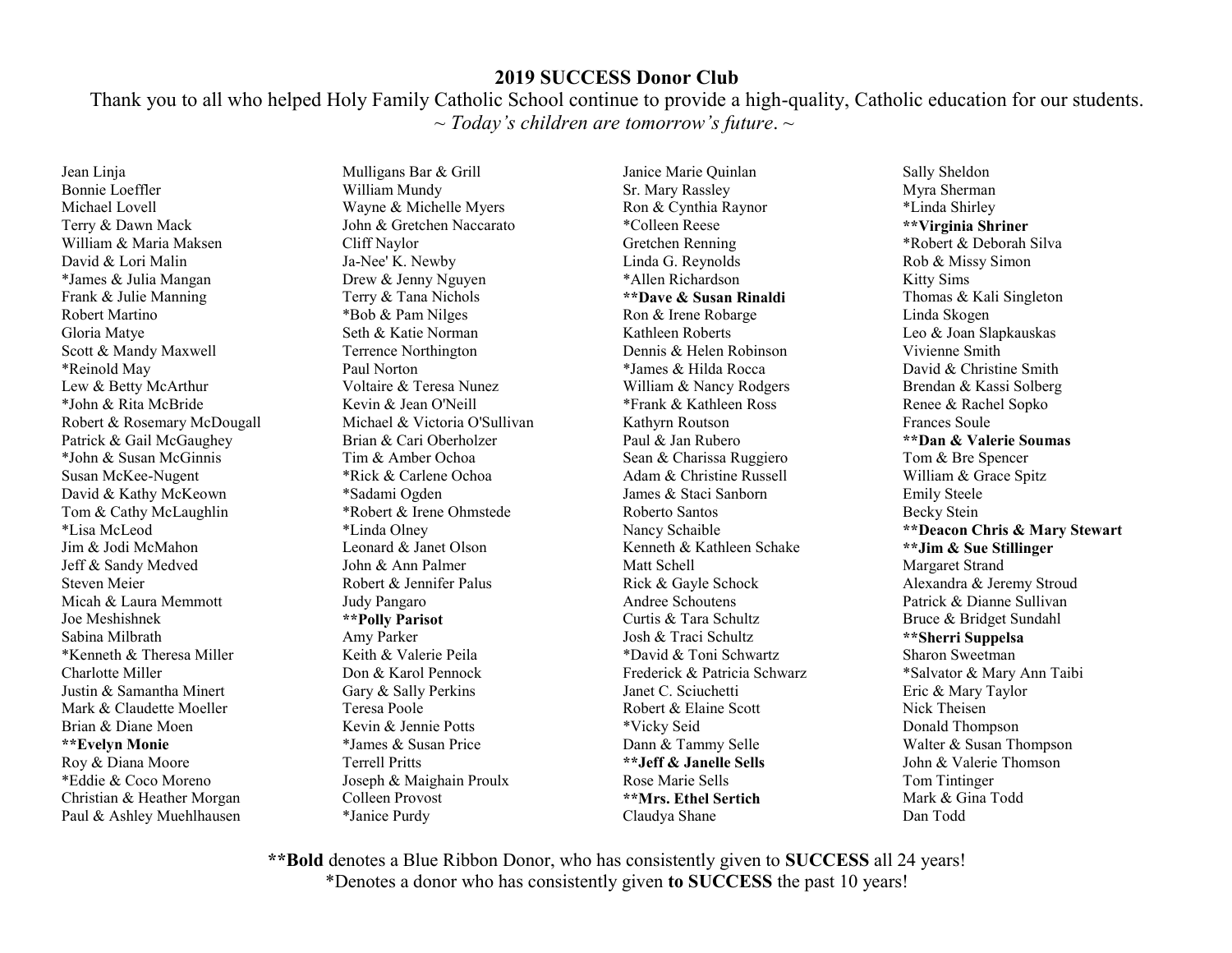**2019 SUCCESS Donor Club**

Thank you to all who helped Holy Family Catholic School continue to provide a high-quality, Catholic education for our students.

*~ Today's children are tomorrow's future. ~*

Jean Linja
Bonnie Loeffler
Michael Lovell
Terry & Dawn Mack
William & Maria Maksen
David & Lori Malin
*James & Julia Mangan
Frank & Julie Manning
Robert Martino
Gloria Matye
Scott & Mandy Maxwell
*Reinold May
Lew & Betty McArthur
*John & Rita McBride
Robert & Rosemary McDougall
Patrick & Gail McGaughey
*John & Susan McGinnis
Susan McKee-Nugent
David & Kathy McKeown
Tom & Cathy McLaughlin
*Lisa McLeod
Jim & Jodi McMahon
Jeff & Sandy Medved
Steven Meier
Micah & Laura Memmott
Joe Meshishnek
Sabina Milbrath
*Kenneth & Theresa Miller
Charlotte Miller
Justin & Samantha Minert
Mark & Claudette Moeller
Brian & Diane Moen
**Evelyn Monie**
Roy & Diana Moore
*Eddie & Coco Moreno
Christian & Heather Morgan
Paul & Ashley Muehlhausen

Mulligans Bar & Grill
William Mundy
Wayne & Michelle Myers
John & Gretchen Naccarato
Cliff Naylor
Ja-Nee' K. Newby
Drew & Jenny Nguyen
Terry & Tana Nichols
*Bob & Pam Nilges
Seth & Katie Norman
Terrence Northington
Paul Norton
Voltaire & Teresa Nunez
Kevin & Jean O'Neill
Michael & Victoria O'Sullivan
Brian & Cari Oberholzer
Tim & Amber Ochoa
*Rick & Carlene Ochoa
*Sadami Ogden
*Robert & Irene Ohmstede
*Linda Olney
Leonard & Janet Olson
John & Ann Palmer
Robert & Jennifer Palus
Judy Pangaro
**Polly Parisot**
Amy Parker
Keith & Valerie Peila
Don & Karol Pennock
Gary & Sally Perkins
Teresa Poole
Kevin & Jennie Potts
*James & Susan Price
Terrell Pritts
Joseph & Maighain Proulx
Colleen Provost
*Janice Purdy

Janice Marie Quinlan
Sr. Mary Rassley
Ron & Cynthia Raynor
*Colleen Reese
Gretchen Renning
Linda G. Reynolds
*Allen Richardson
**Dave & Susan Rinaldi**
Ron & Irene Robarge
Kathleen Roberts
Dennis & Helen Robinson
*James & Hilda Rocca
William & Nancy Rodgers
*Frank & Kathleen Ross
Kathyrn Routson
Paul & Jan Rubero
Sean & Charissa Ruggiero
Adam & Christine Russell
James & Staci Sanborn
Roberto Santos
Nancy Schaible
Kenneth & Kathleen Schake
Matt Schell
Rick & Gayle Schock
Andree Schoutens
Curtis & Tara Schultz
Josh & Traci Schultz
*David & Toni Schwartz
Frederick & Patricia Schwarz
Janet C. Sciuchetti
Robert & Elaine Scott
*Vicky Seid
Dann & Tammy Selle
**Jeff & Janelle Sells**
Rose Marie Sells
**Mrs. Ethel Sertich**
Claudya Shane

Sally Sheldon
Myra Sherman
*Linda Shirley
**Virginia Shriner**
*Robert & Deborah Silva
Rob & Missy Simon
Kitty Sims
Thomas & Kali Singleton
Linda Skogen
Leo & Joan Slapkauskas
Vivienne Smith
David & Christine Smith
Brendan & Kassi Solberg
Renee & Rachel Sopko
Frances Soule
**Dan & Valerie Soumas**
Tom & Bre Spencer
William & Grace Spitz
Emily Steele
Becky Stein
**Deacon Chris & Mary Stewart**
**Jim & Sue Stillinger**
Margaret Strand
Alexandra & Jeremy Stroud
Patrick & Dianne Sullivan
Bruce & Bridget Sundahl
**Sherri Suppelsa**
Sharon Sweetman
*Salvator & Mary Ann Taibi
Eric & Mary Taylor
Nick Theisen
Donald Thompson
Walter & Susan Thompson
John & Valerie Thomson
Tom Tintinger
Mark & Gina Todd
Dan Todd

**Bold** denotes a Blue Ribbon Donor, who has consistently given to **SUCCESS** all 24 years!

*Denotes a donor who has consistently given **to SUCCESS** the past 10 years!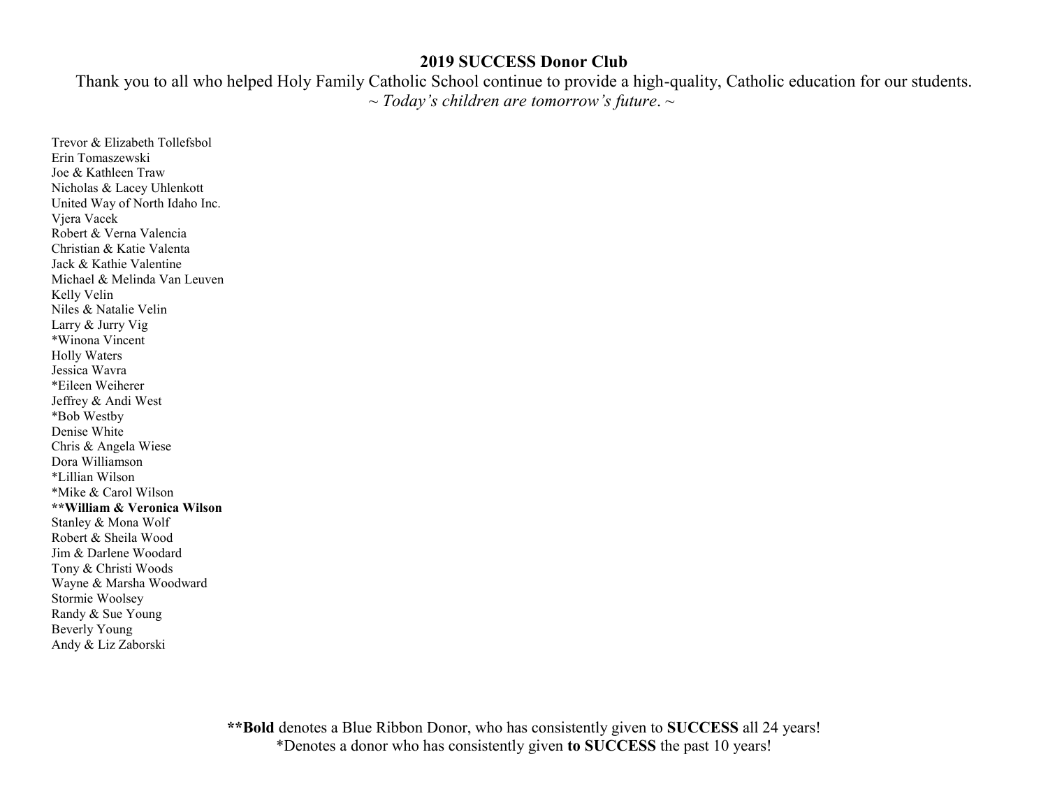**2019 SUCCESS Donor Club**

Thank you to all who helped Holy Family Catholic School continue to provide a high-quality, Catholic education for our students.

*~ Today's children are tomorrow's future. ~*

Trevor & Elizabeth Tollefsbol
Erin Tomaszewski
Joe & Kathleen Traw
Nicholas & Lacey Uhlenkott
United Way of North Idaho Inc.
Vjera Vacek
Robert & Verna Valencia
Christian & Katie Valenta
Jack & Kathie Valentine
Michael & Melinda Van Leuven
Kelly Velin
Niles & Natalie Velin
Larry & Jurry Vig
*Winona Vincent
Holly Waters
Jessica Wavra
*Eileen Weiherer
Jeffrey & Andi West
*Bob Westby
Denise White
Chris & Angela Wiese
Dora Williamson
*Lillian Wilson
*Mike & Carol Wilson
**\*\*William & Veronica Wilson**
Stanley & Mona Wolf
Robert & Sheila Wood
Jim & Darlene Woodard
Tony & Christi Woods
Wayne & Marsha Woodward
Stormie Woolsey
Randy & Sue Young
Beverly Young
Andy & Liz Zaborski

**\*\*Bold** denotes a Blue Ribbon Donor, who has consistently given to **SUCCESS** all 24 years!
*Denotes a donor who has consistently given **to SUCCESS** the past 10 years!